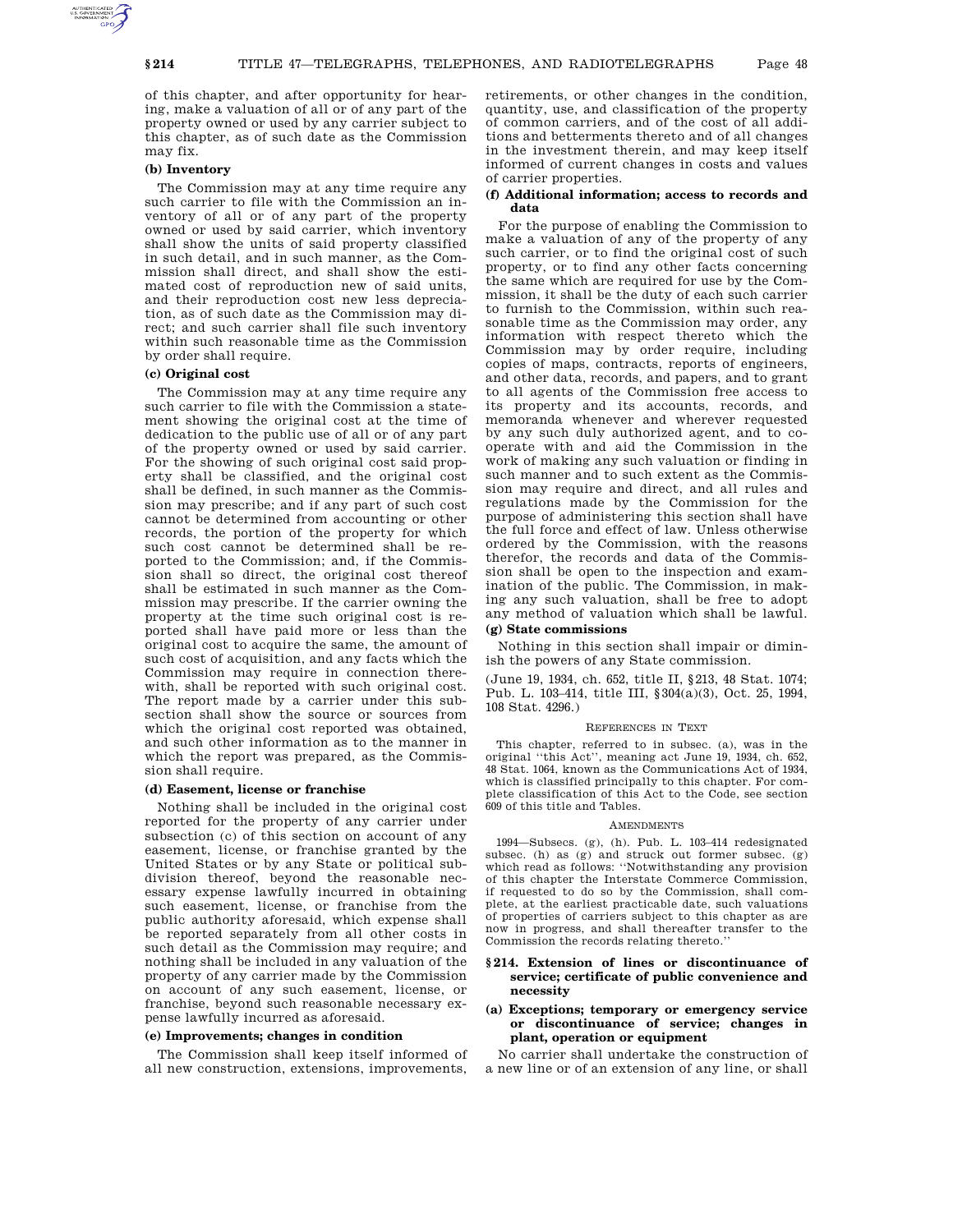of this chapter, and after opportunity for hearing, make a valuation of all or of any part of the property owned or used by any carrier subject to this chapter, as of such date as the Commission may fix.

**(b) Inventory**

The Commission may at any time require any such carrier to file with the Commission an inventory of all or of any part of the property owned or used by said carrier, which inventory shall show the units of said property classified in such detail, and in such manner, as the Commission shall direct, and shall show the estimated cost of reproduction new of said units, and their reproduction cost new less depreciation, as of such date as the Commission may direct; and such carrier shall file such inventory within such reasonable time as the Commission by order shall require.

**(c) Original cost**

The Commission may at any time require any such carrier to file with the Commission a statement showing the original cost at the time of dedication to the public use of all or of any part of the property owned or used by said carrier. For the showing of such original cost said property shall be classified, and the original cost shall be defined, in such manner as the Commission may prescribe; and if any part of such cost cannot be determined from accounting or other records, the portion of the property for which such cost cannot be determined shall be reported to the Commission; and, if the Commission shall so direct, the original cost thereof shall be estimated in such manner as the Commission may prescribe. If the carrier owning the property at the time such original cost is reported shall have paid more or less than the original cost to acquire the same, the amount of such cost of acquisition, and any facts which the Commission may require in connection therewith, shall be reported with such original cost. The report made by a carrier under this subsection shall show the source or sources from which the original cost reported was obtained, and such other information as to the manner in which the report was prepared, as the Commission shall require.

**(d) Easement, license or franchise**

Nothing shall be included in the original cost reported for the property of any carrier under subsection (c) of this section on account of any easement, license, or franchise granted by the United States or by any State or political subdivision thereof, beyond the reasonable necessary expense lawfully incurred in obtaining such easement, license, or franchise from the public authority aforesaid, which expense shall be reported separately from all other costs in such detail as the Commission may require; and nothing shall be included in any valuation of the property of any carrier made by the Commission on account of any such easement, license, or franchise, beyond such reasonable necessary expense lawfully incurred as aforesaid.

**(e) Improvements; changes in condition**

The Commission shall keep itself informed of all new construction, extensions, improvements, retirements, or other changes in the condition, quantity, use, and classification of the property of common carriers, and of the cost of all additions and betterments thereto and of all changes in the investment therein, and may keep itself informed of current changes in costs and values of carrier properties.

**(f) Additional information; access to records and data**

For the purpose of enabling the Commission to make a valuation of any of the property of any such carrier, or to find the original cost of such property, or to find any other facts concerning the same which are required for use by the Commission, it shall be the duty of each such carrier to furnish to the Commission, within such reasonable time as the Commission may order, any information with respect thereto which the Commission may by order require, including copies of maps, contracts, reports of engineers, and other data, records, and papers, and to grant to all agents of the Commission free access to its property and its accounts, records, and memoranda whenever and wherever requested by any such duly authorized agent, and to cooperate with and aid the Commission in the work of making any such valuation or finding in such manner and to such extent as the Commission may require and direct, and all rules and regulations made by the Commission for the purpose of administering this section shall have the full force and effect of law. Unless otherwise ordered by the Commission, with the reasons therefor, the records and data of the Commission shall be open to the inspection and examination of the public. The Commission, in making any such valuation, shall be free to adopt any method of valuation which shall be lawful.

**(g) State commissions**

Nothing in this section shall impair or diminish the powers of any State commission.

(June 19, 1934, ch. 652, title II, §213, 48 Stat. 1074; Pub. L. 103–414, title III, §304(a)(3), Oct. 25, 1994, 108 Stat. 4296.)

REFERENCES IN TEXT

This chapter, referred to in subsec. (a), was in the original "this Act", meaning act June 19, 1934, ch. 652, 48 Stat. 1064, known as the Communications Act of 1934, which is classified principally to this chapter. For complete classification of this Act to the Code, see section 609 of this title and Tables.

AMENDMENTS

1994—Subsecs. (g), (h). Pub. L. 103–414 redesignated subsec. (h) as (g) and struck out former subsec. (g) which read as follows: "Notwithstanding any provision of this chapter the Interstate Commerce Commission, if requested to do so by the Commission, shall complete, at the earliest practicable date, such valuations of properties of carriers subject to this chapter as are now in progress, and shall thereafter transfer to the Commission the records relating thereto."

## §214. Extension of lines or discontinuance of service; certificate of public convenience and necessity

### (a) Exceptions; temporary or emergency service or discontinuance of service; changes in plant, operation or equipment

No carrier shall undertake the construction of a new line or of an extension of any line, or shall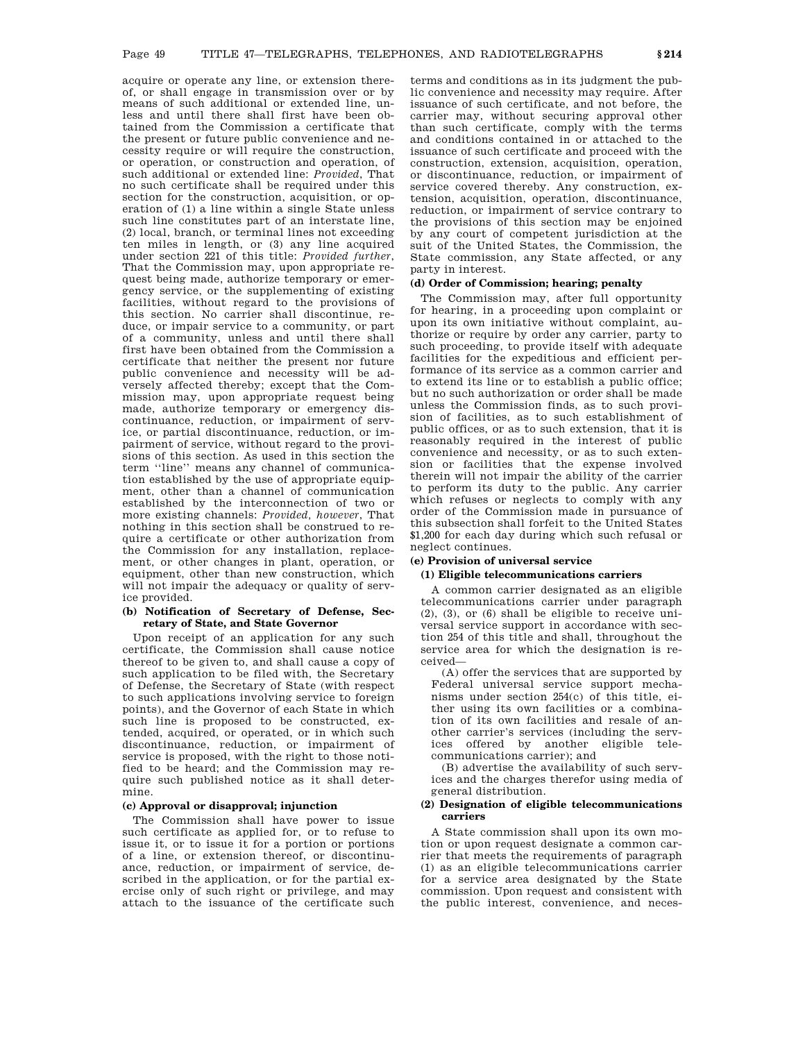acquire or operate any line, or extension thereof, or shall engage in transmission over or by means of such additional or extended line, unless and until there shall first have been obtained from the Commission a certificate that the present or future public convenience and necessity require or will require the construction, or operation, or construction and operation, of such additional or extended line: *Provided*, That no such certificate shall be required under this section for the construction, acquisition, or operation of (1) a line within a single State unless such line constitutes part of an interstate line, (2) local, branch, or terminal lines not exceeding ten miles in length, or (3) any line acquired under section 221 of this title: *Provided further*, That the Commission may, upon appropriate request being made, authorize temporary or emergency service, or the supplementing of existing facilities, without regard to the provisions of this section. No carrier shall discontinue, reduce, or impair service to a community, or part of a community, unless and until there shall first have been obtained from the Commission a certificate that neither the present nor future public convenience and necessity will be adversely affected thereby; except that the Commission may, upon appropriate request being made, authorize temporary or emergency discontinuance, reduction, or impairment of service, or partial discontinuance, reduction, or impairment of service, without regard to the provisions of this section. As used in this section the term ''line'' means any channel of communication established by the use of appropriate equipment, other than a channel of communication established by the interconnection of two or more existing channels: *Provided, however*, That nothing in this section shall be construed to require a certificate or other authorization from the Commission for any installation, replacement, or other changes in plant, operation, or equipment, other than new construction, which will not impair the adequacy or quality of service provided.

**(b) Notification of Secretary of Defense, Secretary of State, and State Governor**

Upon receipt of an application for any such certificate, the Commission shall cause notice thereof to be given to, and shall cause a copy of such application to be filed with, the Secretary of Defense, the Secretary of State (with respect to such applications involving service to foreign points), and the Governor of each State in which such line is proposed to be constructed, extended, acquired, or operated, or in which such discontinuance, reduction, or impairment of service is proposed, with the right to those notified to be heard; and the Commission may require such published notice as it shall determine.

**(c) Approval or disapproval; injunction**

The Commission shall have power to issue such certificate as applied for, or to refuse to issue it, or to issue it for a portion or portions of a line, or extension thereof, or discontinuance, reduction, or impairment of service, described in the application, or for the partial exercise only of such right or privilege, and may attach to the issuance of the certificate such terms and conditions as in its judgment the public convenience and necessity may require. After issuance of such certificate, and not before, the carrier may, without securing approval other than such certificate, comply with the terms and conditions contained in or attached to the issuance of such certificate and proceed with the construction, extension, acquisition, operation, or discontinuance, reduction, or impairment of service covered thereby. Any construction, extension, acquisition, operation, discontinuance, reduction, or impairment of service contrary to the provisions of this section may be enjoined by any court of competent jurisdiction at the suit of the United States, the Commission, the State commission, any State affected, or any party in interest.

**(d) Order of Commission; hearing; penalty**

The Commission may, after full opportunity for hearing, in a proceeding upon complaint or upon its own initiative without complaint, authorize or require by order any carrier, party to such proceeding, to provide itself with adequate facilities for the expeditious and efficient performance of its service as a common carrier and to extend its line or to establish a public office; but no such authorization or order shall be made unless the Commission finds, as to such provision of facilities, as to such establishment of public offices, or as to such extension, that it is reasonably required in the interest of public convenience and necessity, or as to such extension or facilities that the expense involved therein will not impair the ability of the carrier to perform its duty to the public. Any carrier which refuses or neglects to comply with any order of the Commission made in pursuance of this subsection shall forfeit to the United States $1,200 for each day during which such refusal or neglect continues.

**(e) Provision of universal service**

**(1) Eligible telecommunications carriers**

A common carrier designated as an eligible telecommunications carrier under paragraph (2), (3), or (6) shall be eligible to receive universal service support in accordance with section 254 of this title and shall, throughout the service area for which the designation is received—

(A) offer the services that are supported by Federal universal service support mechanisms under section 254(c) of this title, either using its own facilities or a combination of its own facilities and resale of another carrier's services (including the services offered by another eligible telecommunications carrier); and

(B) advertise the availability of such services and the charges therefor using media of general distribution.

**(2) Designation of eligible telecommunications carriers**

A State commission shall upon its own motion or upon request designate a common carrier that meets the requirements of paragraph (1) as an eligible telecommunications carrier for a service area designated by the State commission. Upon request and consistent with the public interest, convenience, and neces-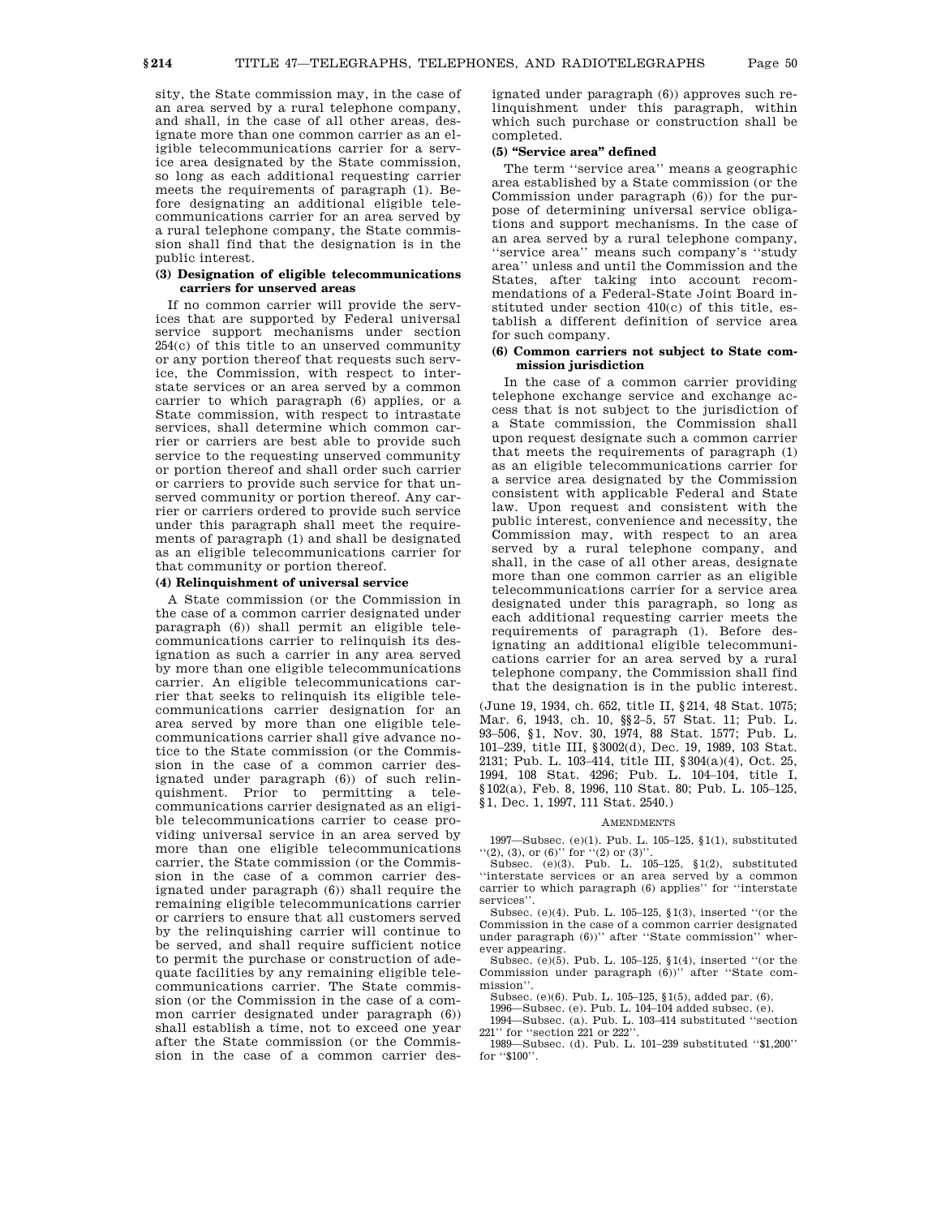sity, the State commission may, in the case of an area served by a rural telephone company, and shall, in the case of all other areas, designate more than one common carrier as an eligible telecommunications carrier for a service area designated by the State commission, so long as each additional requesting carrier meets the requirements of paragraph (1). Before designating an additional eligible telecommunications carrier for an area served by a rural telephone company, the State commission shall find that the designation is in the public interest.

**(3) Designation of eligible telecommunications carriers for unserved areas**

If no common carrier will provide the services that are supported by Federal universal service support mechanisms under section 254(c) of this title to an unserved community or any portion thereof that requests such service, the Commission, with respect to interstate services or an area served by a common carrier to which paragraph (6) applies, or a State commission, with respect to intrastate services, shall determine which common carrier or carriers are best able to provide such service to the requesting unserved community or portion thereof and shall order such carrier or carriers to provide such service for that unserved community or portion thereof. Any carrier or carriers ordered to provide such service under this paragraph shall meet the requirements of paragraph (1) and shall be designated as an eligible telecommunications carrier for that community or portion thereof.

**(4) Relinquishment of universal service**

A State commission (or the Commission in the case of a common carrier designated under paragraph (6)) shall permit an eligible telecommunications carrier to relinquish its designation as such a carrier in any area served by more than one eligible telecommunications carrier. An eligible telecommunications carrier that seeks to relinquish its eligible telecommunications carrier designation for an area served by more than one eligible telecommunications carrier shall give advance notice to the State commission (or the Commission in the case of a common carrier designated under paragraph (6)) of such relinquishment. Prior to permitting a telecommunications carrier designated as an eligible telecommunications carrier to cease providing universal service in an area served by more than one eligible telecommunications carrier, the State commission (or the Commission in the case of a common carrier designated under paragraph (6)) shall require the remaining eligible telecommunications carrier or carriers to ensure that all customers served by the relinquishing carrier will continue to be served, and shall require sufficient notice to permit the purchase or construction of adequate facilities by any remaining eligible telecommunications carrier. The State commission (or the Commission in the case of a common carrier designated under paragraph (6)) shall establish a time, not to exceed one year after the State commission (or the Commission in the case of a common carrier designated under paragraph (6)) approves such relinquishment under this paragraph, within which such purchase or construction shall be completed.

**(5) "Service area" defined**

The term ''service area'' means a geographic area established by a State commission (or the Commission under paragraph (6)) for the purpose of determining universal service obligations and support mechanisms. In the case of an area served by a rural telephone company, ''service area'' means such company's ''study area'' unless and until the Commission and the States, after taking into account recommendations of a Federal-State Joint Board instituted under section 410(c) of this title, establish a different definition of service area for such company.

**(6) Common carriers not subject to State commission jurisdiction**

In the case of a common carrier providing telephone exchange service and exchange access that is not subject to the jurisdiction of a State commission, the Commission shall upon request designate such a common carrier that meets the requirements of paragraph (1) as an eligible telecommunications carrier for a service area designated by the Commission consistent with applicable Federal and State law. Upon request and consistent with the public interest, convenience and necessity, the Commission may, with respect to an area served by a rural telephone company, and shall, in the case of all other areas, designate more than one common carrier as an eligible telecommunications carrier for a service area designated under this paragraph, so long as each additional requesting carrier meets the requirements of paragraph (1). Before designating an additional eligible telecommunications carrier for an area served by a rural telephone company, the Commission shall find that the designation is in the public interest.

(June 19, 1934, ch. 652, title II, §214, 48 Stat. 1075; Mar. 6, 1943, ch. 10, §§2–5, 57 Stat. 11; Pub. L. 93–506, §1, Nov. 30, 1974, 88 Stat. 1577; Pub. L. 101–239, title III, §3002(d), Dec. 19, 1989, 103 Stat. 2131; Pub. L. 103–414, title III, §304(a)(4), Oct. 25, 1994, 108 Stat. 4296; Pub. L. 104–104, title I, §102(a), Feb. 8, 1996, 110 Stat. 80; Pub. L. 105–125, §1, Dec. 1, 1997, 111 Stat. 2540.)

AMENDMENTS

1997—Subsec. (e)(1). Pub. L. 105–125, §1(1), substituted ''(2), (3), or (6)'' for ''(2) or (3)''.

Subsec. (e)(3). Pub. L. 105–125, §1(2), substituted ''interstate services or an area served by a common carrier to which paragraph (6) applies'' for ''interstate services''.

Subsec. (e)(4). Pub. L. 105–125, §1(3), inserted ''(or the Commission in the case of a common carrier designated under paragraph (6))'' after ''State commission'' wherever appearing.

Subsec. (e)(5). Pub. L. 105–125, §1(4), inserted ''(or the Commission under paragraph (6))'' after ''State commission''.

Subsec. (e)(6). Pub. L. 105–125, §1(5), added par. (6).

1996—Subsec. (e). Pub. L. 104–104 added subsec. (e).

1994—Subsec. (a). Pub. L. 103–414 substituted ''section 221'' for ''section 221 or 222''.

1989—Subsec. (d). Pub. L. 101–239 substituted ''$1,200'' for ''$100''.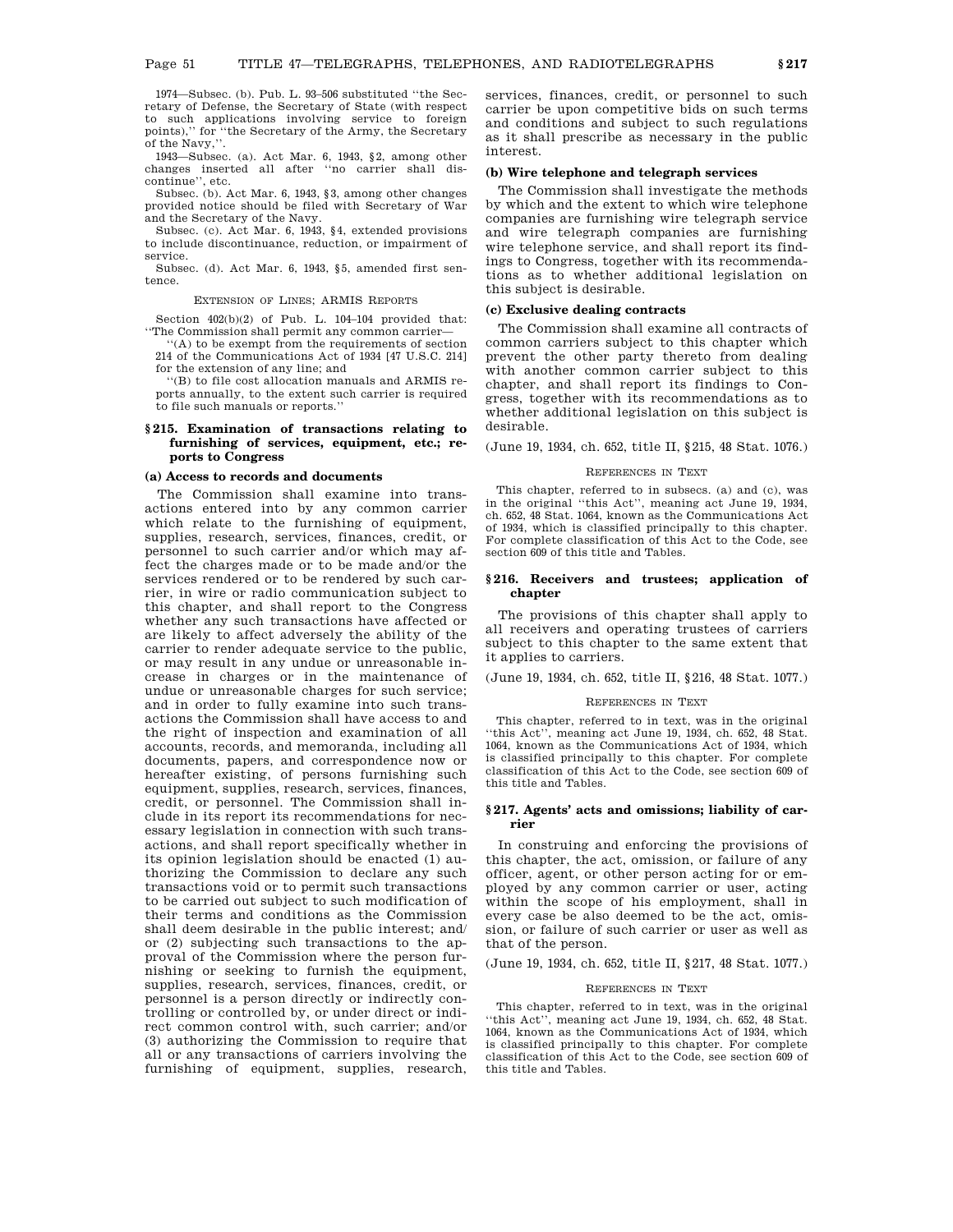1974—Subsec. (b). Pub. L. 93–506 substituted "the Secretary of Defense, the Secretary of State (with respect to such applications involving service to foreign points)," for "the Secretary of the Army, the Secretary of the Navy,".

1943—Subsec. (a). Act Mar. 6, 1943, §2, among other changes inserted all after "no carrier shall discontinue", etc.

Subsec. (b). Act Mar. 6, 1943, §3, among other changes provided notice should be filed with Secretary of War and the Secretary of the Navy.

Subsec. (c). Act Mar. 6, 1943, §4, extended provisions to include discontinuance, reduction, or impairment of service.

Subsec. (d). Act Mar. 6, 1943, §5, amended first sentence.

EXTENSION OF LINES; ARMIS REPORTS

Section 402(b)(2) of Pub. L. 104–104 provided that: "The Commission shall permit any common carrier—

"(A) to be exempt from the requirements of section 214 of the Communications Act of 1934 [47 U.S.C. 214] for the extension of any line; and

"(B) to file cost allocation manuals and ARMIS reports annually, to the extent such carrier is required to file such manuals or reports."

### §215. Examination of transactions relating to furnishing of services, equipment, etc.; reports to Congress

#### (a) Access to records and documents

The Commission shall examine into transactions entered into by any common carrier which relate to the furnishing of equipment, supplies, research, services, finances, credit, or personnel to such carrier and/or which may affect the charges made or to be made and/or the services rendered or to be rendered by such carrier, in wire or radio communication subject to this chapter, and shall report to the Congress whether any such transactions have affected or are likely to affect adversely the ability of the carrier to render adequate service to the public, or may result in any undue or unreasonable increase in charges or in the maintenance of undue or unreasonable charges for such service; and in order to fully examine into such transactions the Commission shall have access to and the right of inspection and examination of all accounts, records, and memoranda, including all documents, papers, and correspondence now or hereafter existing, of persons furnishing such equipment, supplies, research, services, finances, credit, or personnel. The Commission shall include in its report its recommendations for necessary legislation in connection with such transactions, and shall report specifically whether in its opinion legislation should be enacted (1) authorizing the Commission to declare any such transactions void or to permit such transactions to be carried out subject to such modification of their terms and conditions as the Commission shall deem desirable in the public interest; and/or (2) subjecting such transactions to the approval of the Commission where the person furnishing or seeking to furnish the equipment, supplies, research, services, finances, credit, or personnel is a person directly or indirectly controlling or controlled by, or under direct or indirect common control with, such carrier; and/or (3) authorizing the Commission to require that all or any transactions of carriers involving the furnishing of equipment, supplies, research, services, finances, credit, or personnel to such carrier be upon competitive bids on such terms and conditions and subject to such regulations as it shall prescribe as necessary in the public interest.

#### (b) Wire telephone and telegraph services

The Commission shall investigate the methods by which and the extent to which wire telephone companies are furnishing wire telegraph service and wire telegraph companies are furnishing wire telephone service, and shall report its findings to Congress, together with its recommendations as to whether additional legislation on this subject is desirable.

#### (c) Exclusive dealing contracts

The Commission shall examine all contracts of common carriers subject to this chapter which prevent the other party thereto from dealing with another common carrier subject to this chapter, and shall report its findings to Congress, together with its recommendations as to whether additional legislation on this subject is desirable.

(June 19, 1934, ch. 652, title II, §215, 48 Stat. 1076.)

REFERENCES IN TEXT

This chapter, referred to in subsecs. (a) and (c), was in the original "this Act", meaning act June 19, 1934, ch. 652, 48 Stat. 1064, known as the Communications Act of 1934, which is classified principally to this chapter. For complete classification of this Act to the Code, see section 609 of this title and Tables.

### §216. Receivers and trustees; application of chapter

The provisions of this chapter shall apply to all receivers and operating trustees of carriers subject to this chapter to the same extent that it applies to carriers.

(June 19, 1934, ch. 652, title II, §216, 48 Stat. 1077.)

REFERENCES IN TEXT

This chapter, referred to in text, was in the original "this Act", meaning act June 19, 1934, ch. 652, 48 Stat. 1064, known as the Communications Act of 1934, which is classified principally to this chapter. For complete classification of this Act to the Code, see section 609 of this title and Tables.

### §217. Agents' acts and omissions; liability of carrier

In construing and enforcing the provisions of this chapter, the act, omission, or failure of any officer, agent, or other person acting for or employed by any common carrier or user, acting within the scope of his employment, shall in every case be also deemed to be the act, omission, or failure of such carrier or user as well as that of the person.

(June 19, 1934, ch. 652, title II, §217, 48 Stat. 1077.)

REFERENCES IN TEXT

This chapter, referred to in text, was in the original "this Act", meaning act June 19, 1934, ch. 652, 48 Stat. 1064, known as the Communications Act of 1934, which is classified principally to this chapter. For complete classification of this Act to the Code, see section 609 of this title and Tables.